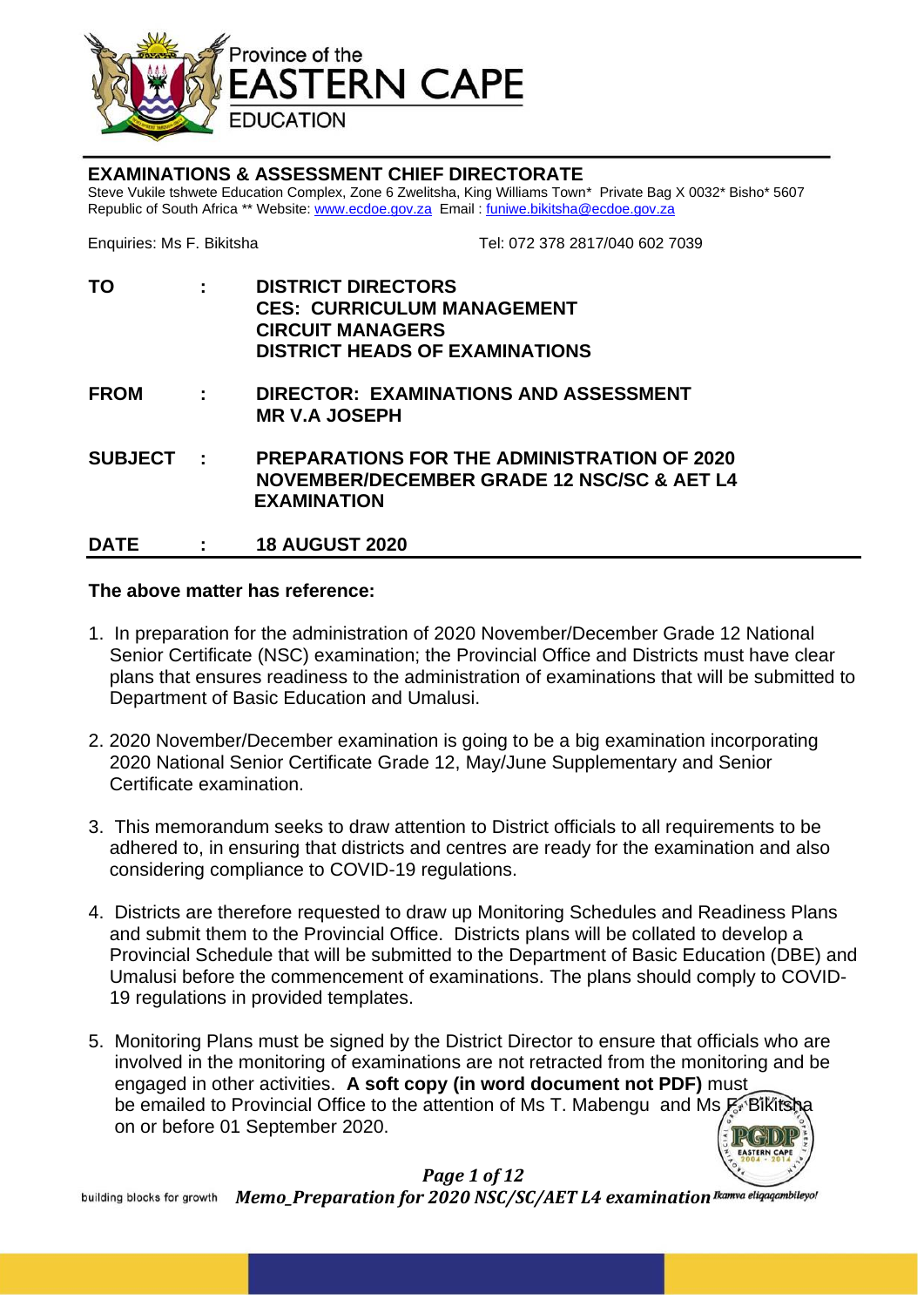Province of the
**EASTERN CAPE**
EDUCATION

## EXAMINATIONS & ASSESSMENT CHIEF DIRECTORATE

Steve Vukile tshwete Education Complex, Zone 6 Zwelitsha, King Williams Town* Private Bag X 0032* Bisho* 5607
Republic of South Africa ** Website: www.ecdoe.gov.za Email : funiwe.bikitsha@ecdoe.gov.za

Enquiries: Ms F. Bikitsha Tel: 072 378 2817/040 602 7039

| | | |
|---|---|---|
| **TO** | **:** | **DISTRICT DIRECTORS**<br>**CES: CURRICULUM MANAGEMENT**<br>**CIRCUIT MANAGERS**<br>**DISTRICT HEADS OF EXAMINATIONS** |
| **FROM** | **:** | **DIRECTOR: EXAMINATIONS AND ASSESSMENT**<br>**MR V.A JOSEPH** |
| **SUBJECT** | **:** | **PREPARATIONS FOR THE ADMINISTRATION OF 2020 NOVEMBER/DECEMBER GRADE 12 NSC/SC & AET L4 EXAMINATION** |
| **DATE** | **:** | **18 AUGUST 2020** |

**The above matter has reference:**

1. In preparation for the administration of 2020 November/December Grade 12 National Senior Certificate (NSC) examination; the Provincial Office and Districts must have clear plans that ensures readiness to the administration of examinations that will be submitted to Department of Basic Education and Umalusi.

2. 2020 November/December examination is going to be a big examination incorporating 2020 National Senior Certificate Grade 12, May/June Supplementary and Senior Certificate examination.

3. This memorandum seeks to draw attention to District officials to all requirements to be adhered to, in ensuring that districts and centres are ready for the examination and also considering compliance to COVID-19 regulations.

4. Districts are therefore requested to draw up Monitoring Schedules and Readiness Plans and submit them to the Provincial Office. Districts plans will be collated to develop a Provincial Schedule that will be submitted to the Department of Basic Education (DBE) and Umalusi before the commencement of examinations. The plans should comply to COVID-19 regulations in provided templates.

5. Monitoring Plans must be signed by the District Director to ensure that officials who are involved in the monitoring of examinations are not retracted from the monitoring and be engaged in other activities. **A soft copy (in word document not PDF)** must be emailed to Provincial Office to the attention of Ms T. Mabengu and Ms F. Bikitsha on or before 01 September 2020.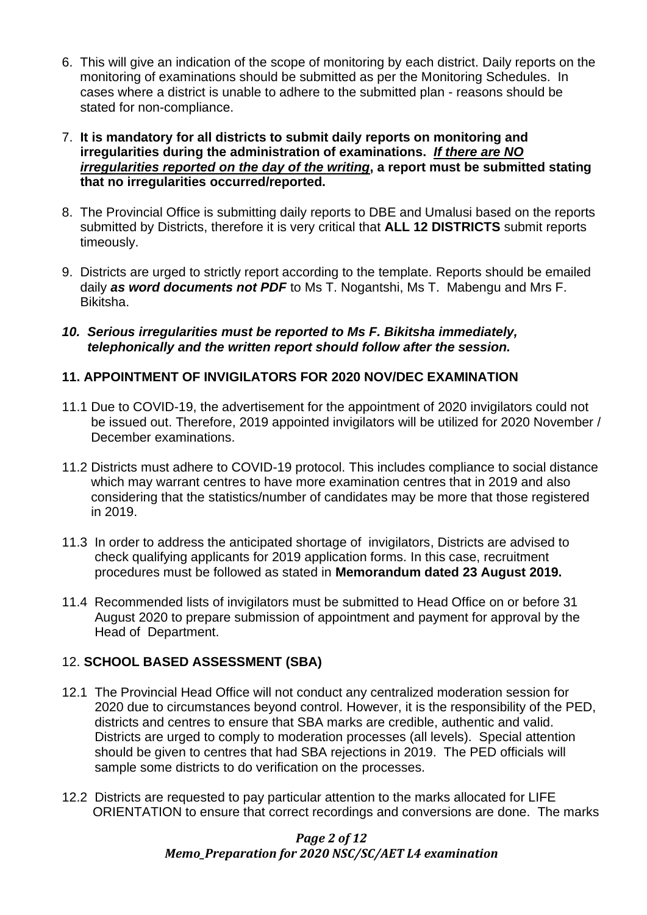6. This will give an indication of the scope of monitoring by each district. Daily reports on the monitoring of examinations should be submitted as per the Monitoring Schedules. In cases where a district is unable to adhere to the submitted plan - reasons should be stated for non-compliance.

7. **It is mandatory for all districts to submit daily reports on monitoring and irregularities during the administration of examinations. *If there are NO irregularities reported on the day of the writing*, a report must be submitted stating that no irregularities occurred/reported.**

8. The Provincial Office is submitting daily reports to DBE and Umalusi based on the reports submitted by Districts, therefore it is very critical that **ALL 12 DISTRICTS** submit reports timeously.

9. Districts are urged to strictly report according to the template. Reports should be emailed daily ***as word documents not PDF*** to Ms T. Nogantshi, Ms T. Mabengu and Mrs F. Bikitsha.

10. ***Serious irregularities must be reported to Ms F. Bikitsha immediately, telephonically and the written report should follow after the session.***

**11. APPOINTMENT OF INVIGILATORS FOR 2020 NOV/DEC EXAMINATION**

11.1 Due to COVID-19, the advertisement for the appointment of 2020 invigilators could not be issued out. Therefore, 2019 appointed invigilators will be utilized for 2020 November / December examinations.

11.2 Districts must adhere to COVID-19 protocol. This includes compliance to social distance which may warrant centres to have more examination centres that in 2019 and also considering that the statistics/number of candidates may be more that those registered in 2019.

11.3 In order to address the anticipated shortage of invigilators, Districts are advised to check qualifying applicants for 2019 application forms. In this case, recruitment procedures must be followed as stated in **Memorandum dated 23 August 2019.**

11.4 Recommended lists of invigilators must be submitted to Head Office on or before 31 August 2020 to prepare submission of appointment and payment for approval by the Head of Department.

12. **SCHOOL BASED ASSESSMENT (SBA)**

12.1 The Provincial Head Office will not conduct any centralized moderation session for 2020 due to circumstances beyond control. However, it is the responsibility of the PED, districts and centres to ensure that SBA marks are credible, authentic and valid. Districts are urged to comply to moderation processes (all levels). Special attention should be given to centres that had SBA rejections in 2019. The PED officials will sample some districts to do verification on the processes.

12.2 Districts are requested to pay particular attention to the marks allocated for LIFE ORIENTATION to ensure that correct recordings and conversions are done. The marks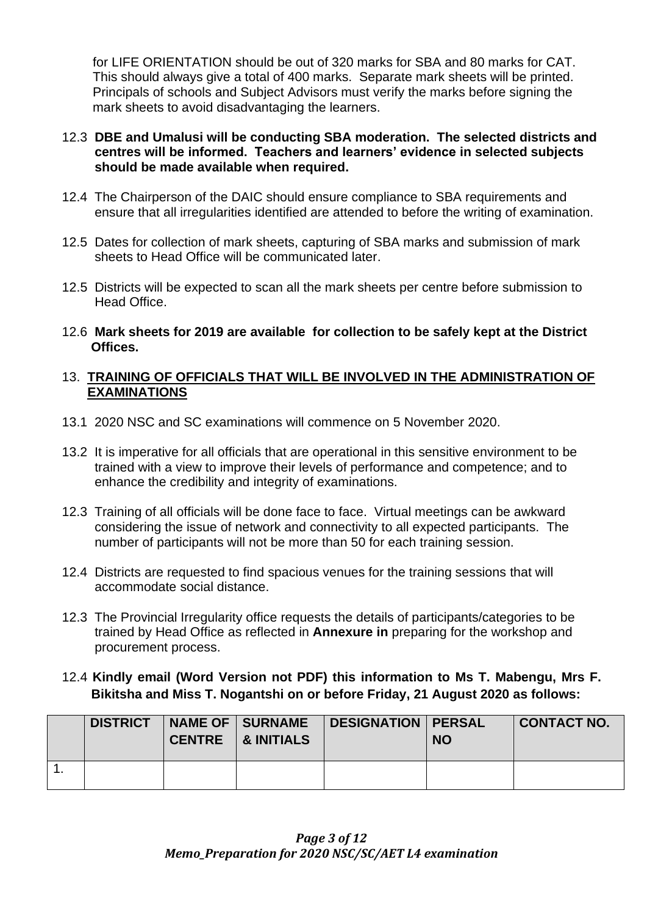for LIFE ORIENTATION should be out of 320 marks for SBA and 80 marks for CAT. This should always give a total of 400 marks. Separate mark sheets will be printed. Principals of schools and Subject Advisors must verify the marks before signing the mark sheets to avoid disadvantaging the learners.

12.3 **DBE and Umalusi will be conducting SBA moderation. The selected districts and centres will be informed. Teachers and learners' evidence in selected subjects should be made available when required.**

12.4 The Chairperson of the DAIC should ensure compliance to SBA requirements and ensure that all irregularities identified are attended to before the writing of examination.

12.5 Dates for collection of mark sheets, capturing of SBA marks and submission of mark sheets to Head Office will be communicated later.

12.5 Districts will be expected to scan all the mark sheets per centre before submission to Head Office.

12.6 **Mark sheets for 2019 are available for collection to be safely kept at the District Offices.**

## 13. TRAINING OF OFFICIALS THAT WILL BE INVOLVED IN THE ADMINISTRATION OF EXAMINATIONS

13.1 2020 NSC and SC examinations will commence on 5 November 2020.

13.2 It is imperative for all officials that are operational in this sensitive environment to be trained with a view to improve their levels of performance and competence; and to enhance the credibility and integrity of examinations.

12.3 Training of all officials will be done face to face. Virtual meetings can be awkward considering the issue of network and connectivity to all expected participants. The number of participants will not be more than 50 for each training session.

12.4 Districts are requested to find spacious venues for the training sessions that will accommodate social distance.

12.3 The Provincial Irregularity office requests the details of participants/categories to be trained by Head Office as reflected in **Annexure in** preparing for the workshop and procurement process.

12.4 **Kindly email (Word Version not PDF) this information to Ms T. Mabengu, Mrs F. Bikitsha and Miss T. Nogantshi on or before Friday, 21 August 2020 as follows:**

| | DISTRICT | NAME OF CENTRE | SURNAME & INITIALS | DESIGNATION | PERSAL NO | CONTACT NO. |
|---|---|---|---|---|---|---|
| 1. | | | | | | |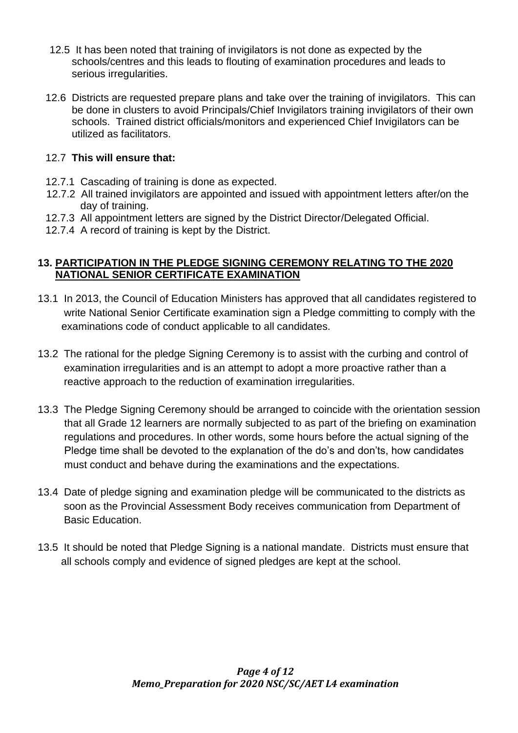12.5 It has been noted that training of invigilators is not done as expected by the schools/centres and this leads to flouting of examination procedures and leads to serious irregularities.

12.6 Districts are requested prepare plans and take over the training of invigilators. This can be done in clusters to avoid Principals/Chief Invigilators training invigilators of their own schools. Trained district officials/monitors and experienced Chief Invigilators can be utilized as facilitators.

12.7 **This will ensure that:**

12.7.1 Cascading of training is done as expected.
12.7.2 All trained invigilators are appointed and issued with appointment letters after/on the day of training.
12.7.3 All appointment letters are signed by the District Director/Delegated Official.
12.7.4 A record of training is kept by the District.

## 13. PARTICIPATION IN THE PLEDGE SIGNING CEREMONY RELATING TO THE 2020 NATIONAL SENIOR CERTIFICATE EXAMINATION

13.1 In 2013, the Council of Education Ministers has approved that all candidates registered to write National Senior Certificate examination sign a Pledge committing to comply with the examinations code of conduct applicable to all candidates.

13.2 The rational for the pledge Signing Ceremony is to assist with the curbing and control of examination irregularities and is an attempt to adopt a more proactive rather than a reactive approach to the reduction of examination irregularities.

13.3 The Pledge Signing Ceremony should be arranged to coincide with the orientation session that all Grade 12 learners are normally subjected to as part of the briefing on examination regulations and procedures. In other words, some hours before the actual signing of the Pledge time shall be devoted to the explanation of the do's and don'ts, how candidates must conduct and behave during the examinations and the expectations.

13.4 Date of pledge signing and examination pledge will be communicated to the districts as soon as the Provincial Assessment Body receives communication from Department of Basic Education.

13.5 It should be noted that Pledge Signing is a national mandate. Districts must ensure that all schools comply and evidence of signed pledges are kept at the school.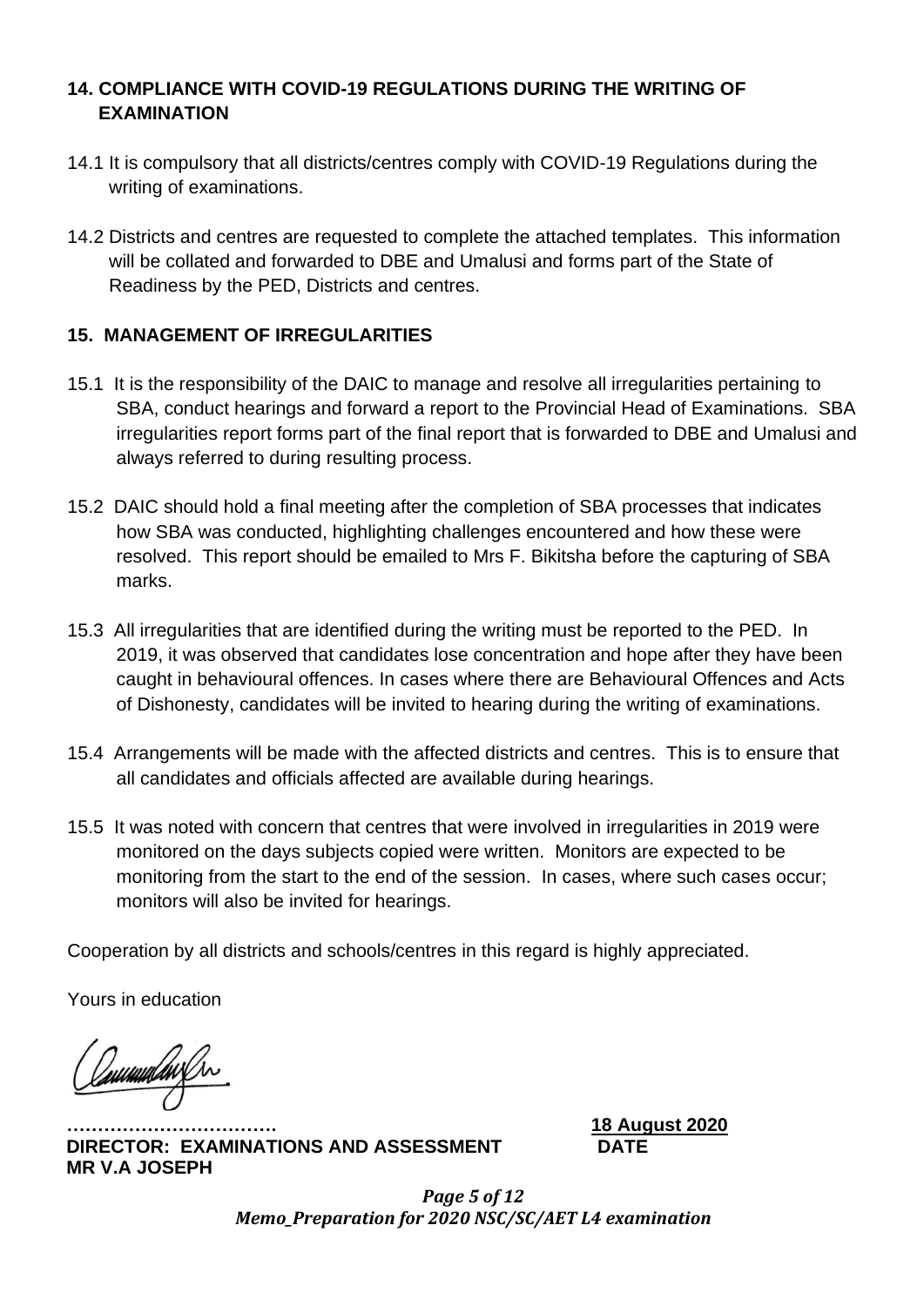## 14. COMPLIANCE WITH COVID-19 REGULATIONS DURING THE WRITING OF EXAMINATION

14.1 It is compulsory that all districts/centres comply with COVID-19 Regulations during the writing of examinations.

14.2 Districts and centres are requested to complete the attached templates. This information will be collated and forwarded to DBE and Umalusi and forms part of the State of Readiness by the PED, Districts and centres.

## 15. MANAGEMENT OF IRREGULARITIES

15.1 It is the responsibility of the DAIC to manage and resolve all irregularities pertaining to SBA, conduct hearings and forward a report to the Provincial Head of Examinations. SBA irregularities report forms part of the final report that is forwarded to DBE and Umalusi and always referred to during resulting process.

15.2 DAIC should hold a final meeting after the completion of SBA processes that indicates how SBA was conducted, highlighting challenges encountered and how these were resolved. This report should be emailed to Mrs F. Bikitsha before the capturing of SBA marks.

15.3 All irregularities that are identified during the writing must be reported to the PED. In 2019, it was observed that candidates lose concentration and hope after they have been caught in behavioural offences. In cases where there are Behavioural Offences and Acts of Dishonesty, candidates will be invited to hearing during the writing of examinations.

15.4 Arrangements will be made with the affected districts and centres. This is to ensure that all candidates and officials affected are available during hearings.

15.5 It was noted with concern that centres that were involved in irregularities in 2019 were monitored on the days subjects copied were written. Monitors are expected to be monitoring from the start to the end of the session. In cases, where such cases occur; monitors will also be invited for hearings.

Cooperation by all districts and schools/centres in this regard is highly appreciated.

Yours in education

**…………………………….**
**DIRECTOR: EXAMINATIONS AND ASSESSMENT**
**MR V.A JOSEPH**

**18 August 2020**
**DATE**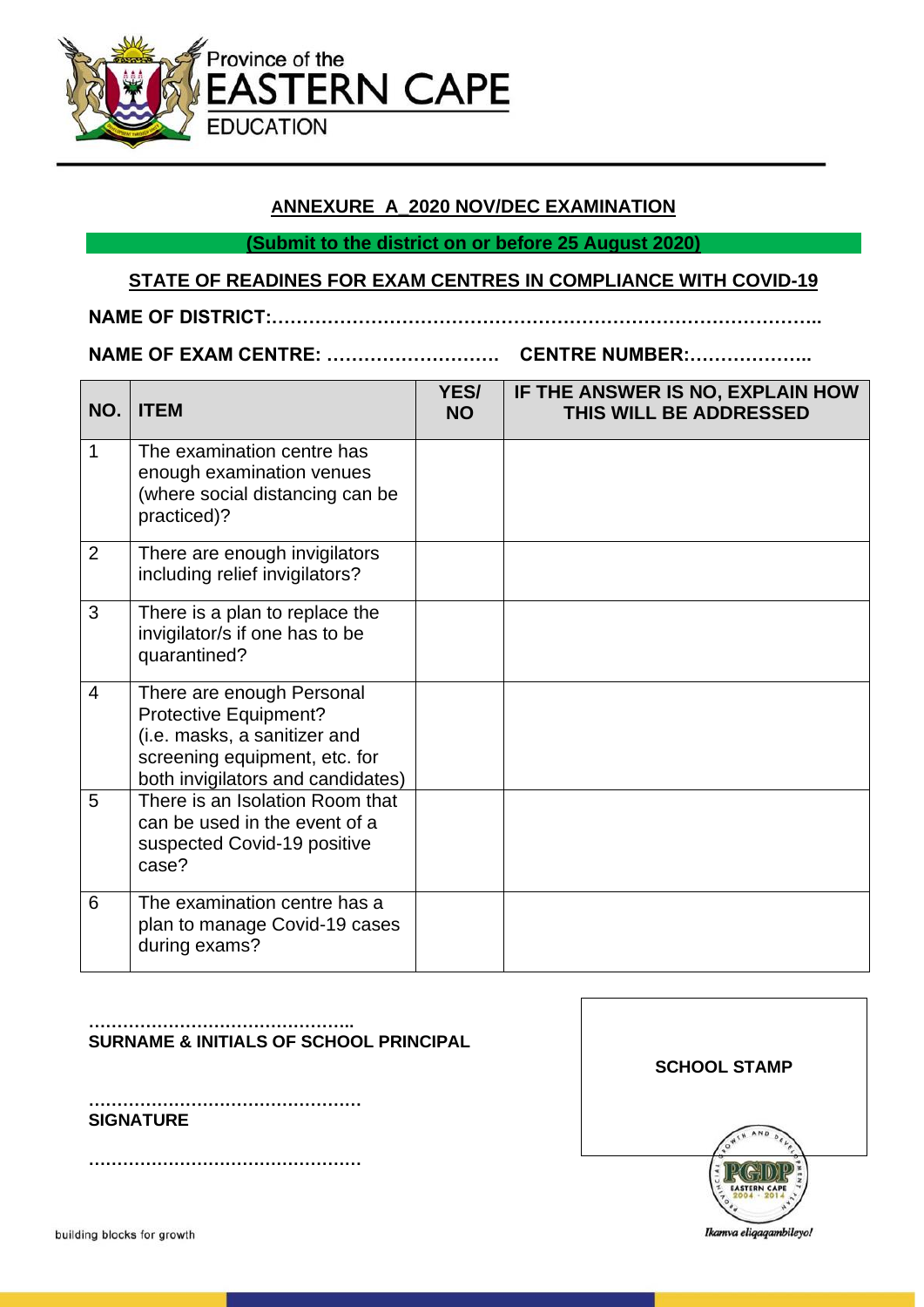Province of the
EASTERN CAPE
EDUCATION

## ANNEXURE A_2020 NOV/DEC EXAMINATION

**(Submit to the district on or before 25 August 2020)**

**STATE OF READINES FOR EXAM CENTRES IN COMPLIANCE WITH COVID-19**

**NAME OF DISTRICT:…………………………………………………………………………..**

**NAME OF EXAM CENTRE: ………………………  CENTRE NUMBER:………………..**

| NO. | ITEM | YES/ NO | IF THE ANSWER IS NO, EXPLAIN HOW THIS WILL BE ADDRESSED |
|---|---|---|---|
| 1 | The examination centre has enough examination venues (where social distancing can be practiced)? | | |
| 2 | There are enough invigilators including relief invigilators? | | |
| 3 | There is a plan to replace the invigilator/s if one has to be quarantined? | | |
| 4 | There are enough Personal Protective Equipment? (i.e. masks, a sanitizer and screening equipment, etc. for both invigilators and candidates) | | |
| 5 | There is an Isolation Room that can be used in the event of a suspected Covid-19 positive case? | | |
| 6 | The examination centre has a plan to manage Covid-19 cases during exams? | | |

………………………………………..
**SURNAME & INITIALS OF SCHOOL PRINCIPAL**

…………………………………………
**SIGNATURE**

…………………………………………

**SCHOOL STAMP**

building blocks for growth

Ikamva eliqaqambileyo!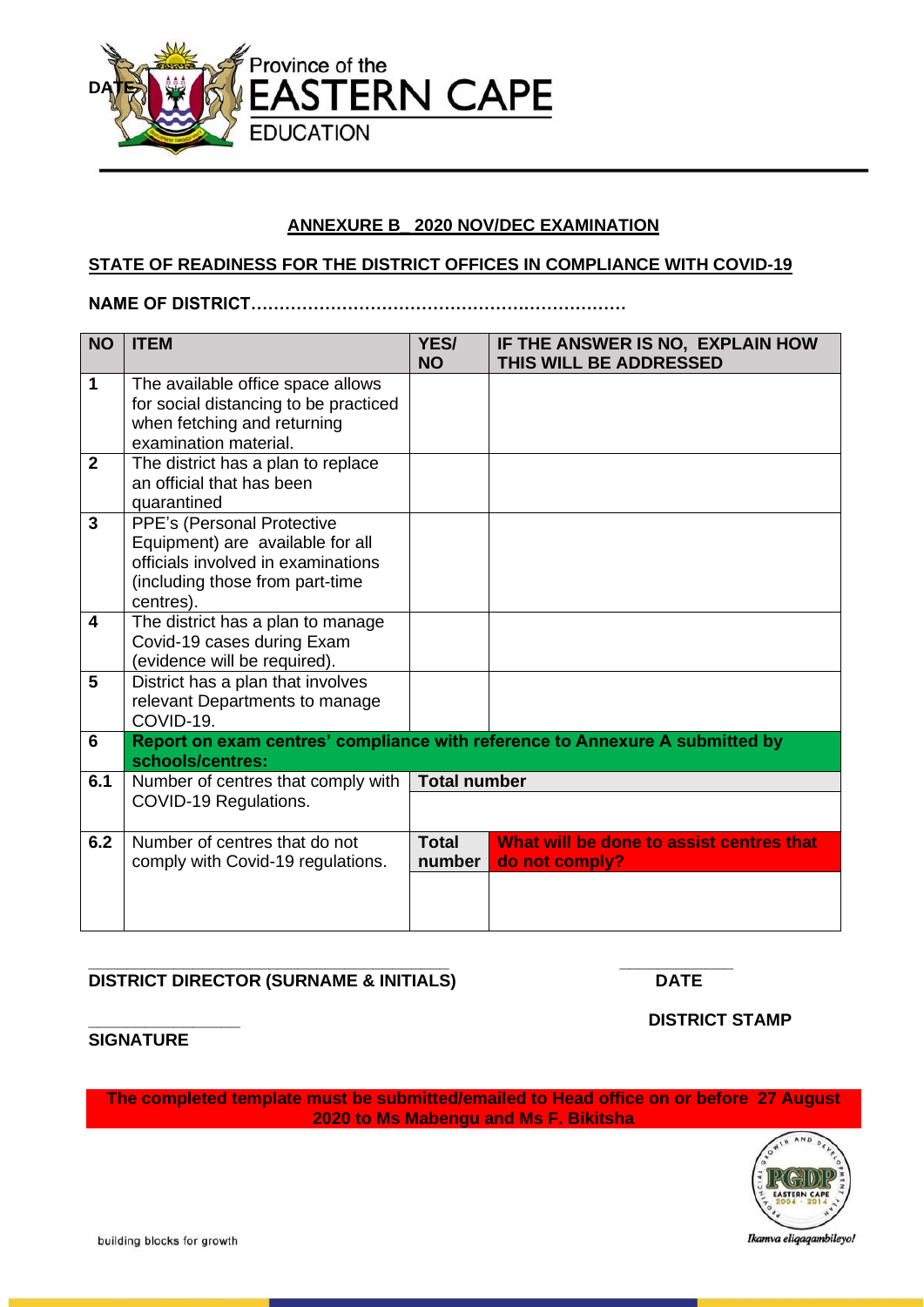DATE

Province of the
EASTERN CAPE
EDUCATION

**ANNEXURE B _ 2020 NOV/DEC EXAMINATION**

**STATE OF READINESS FOR THE DISTRICT OFFICES IN COMPLIANCE WITH COVID-19**

**NAME OF DISTRICT…………………………………………………………**

| NO | ITEM | YES/ NO | IF THE ANSWER IS NO, EXPLAIN HOW THIS WILL BE ADDRESSED |
|---|---|---|---|
| 1 | The available office space allows for social distancing to be practiced when fetching and returning examination material. | | |
| 2 | The district has a plan to replace an official that has been quarantined | | |
| 3 | PPE's (Personal Protective Equipment) are available for all officials involved in examinations (including those from part-time centres). | | |
| 4 | The district has a plan to manage Covid-19 cases during Exam (evidence will be required). | | |
| 5 | District has a plan that involves relevant Departments to manage COVID-19. | | |
| 6 | **Report on exam centres' compliance with reference to Annexure A submitted by schools/centres:** | | |
| 6.1 | Number of centres that comply with COVID-19 Regulations. | **Total number** | |
| 6.2 | Number of centres that do not comply with Covid-19 regulations. | **Total number** | **What will be done to assist centres that do not comply?** |

**DISTRICT DIRECTOR (SURNAME & INITIALS)** **DATE**

**DISTRICT STAMP**

**SIGNATURE**

**The completed template must be submitted/emailed to Head office on or before 27 August 2020 to Ms Mabengu and Ms F. Bikitsha**

building blocks for growth

Ikamva eliqaqambileyo!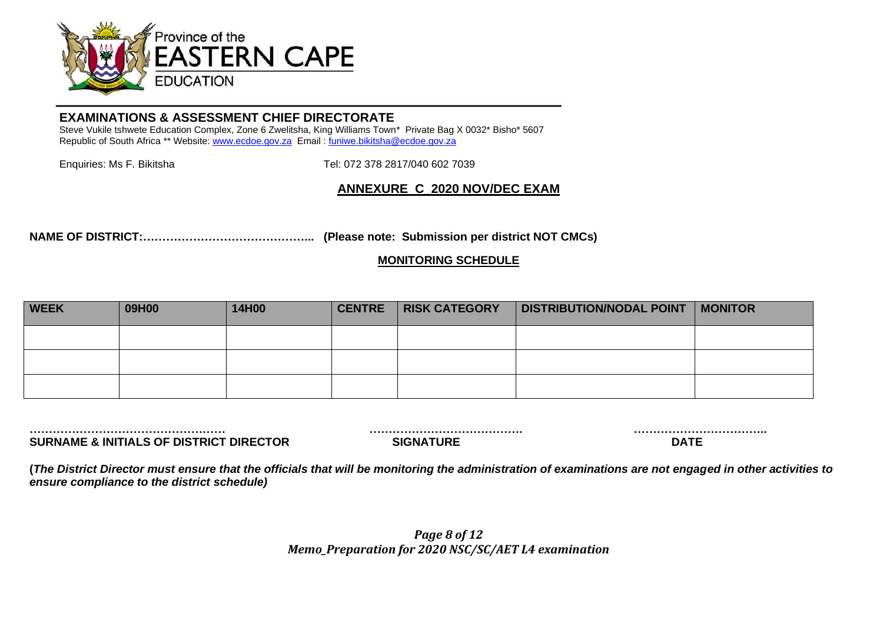Province of the
EASTERN CAPE
EDUCATION

## EXAMINATIONS & ASSESSMENT CHIEF DIRECTORATE

Steve Vukile tshwete Education Complex, Zone 6 Zwelitsha, King Williams Town* Private Bag X 0032* Bisho* 5607
Republic of South Africa ** Website: www.ecdoe.gov.za Email : funiwe.bikitsha@ecdoe.gov.za

Enquiries: Ms F. Bikitsha Tel: 072 378 2817/040 602 7039

## ANNEXURE C 2020 NOV/DEC EXAM

**NAME OF DISTRICT:……………………………………... (Please note: Submission per district NOT CMCs)**

**MONITORING SCHEDULE**

| WEEK | 09H00 | 14H00 | CENTRE | RISK CATEGORY | DISTRIBUTION/NODAL POINT | MONITOR |
|---|---|---|---|---|---|---|
| | | | | | | |
| | | | | | | |
| | | | | | | |

…………………………………………… ………………………………… ……………………………..
**SURNAME & INITIALS OF DISTRICT DIRECTOR** **SIGNATURE** **DATE**

**(*The District Director must ensure that the officials that will be monitoring the administration of examinations are not engaged in other activities to ensure compliance to the district schedule)***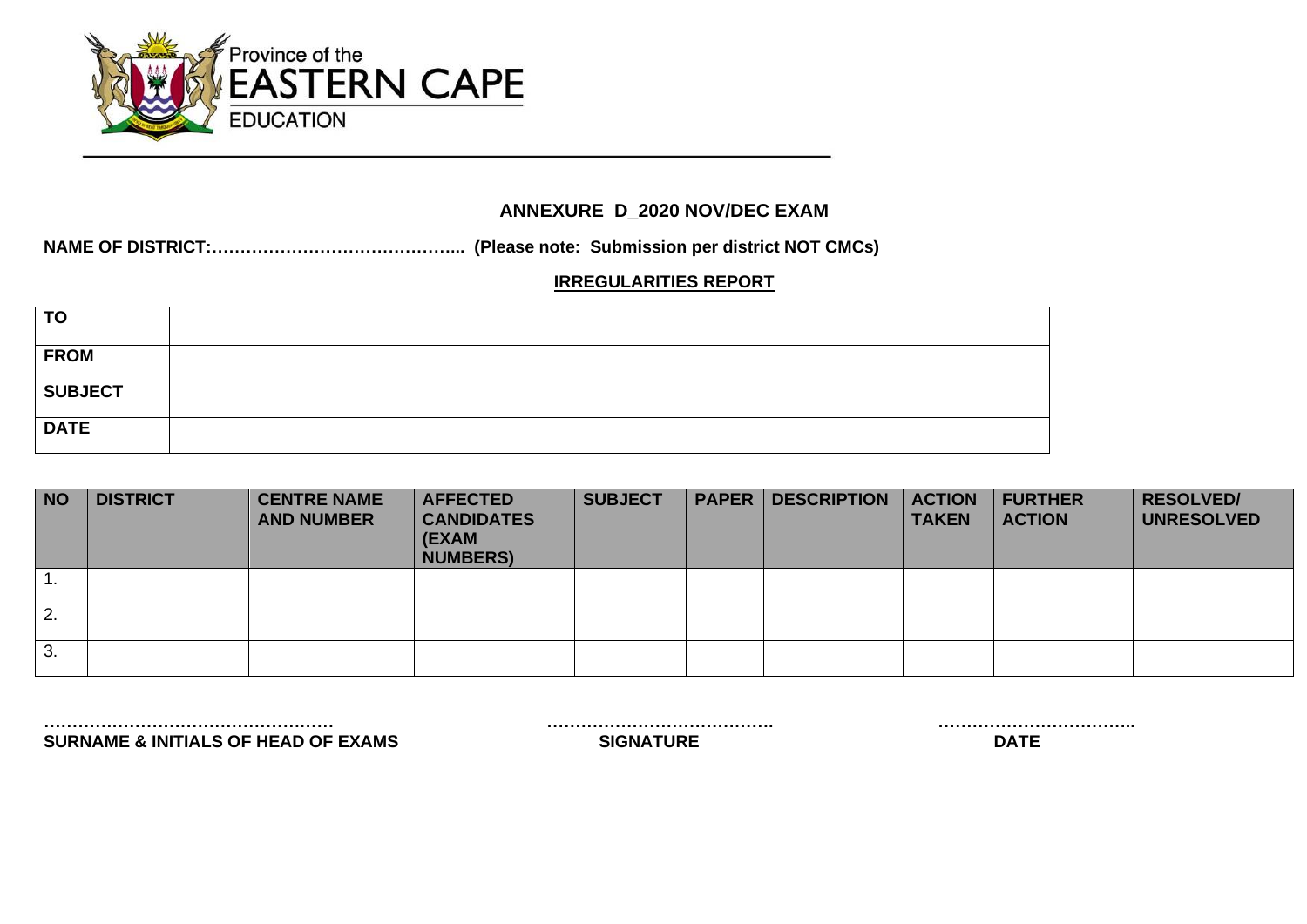Province of the
EASTERN CAPE
EDUCATION

## ANNEXURE D_2020 NOV/DEC EXAM

**NAME OF DISTRICT:……………………………………... (Please note: Submission per district NOT CMCs)**

**IRREGULARITIES REPORT**

| | |
|---|---|
| **TO** | |
| **FROM** | |
| **SUBJECT** | |
| **DATE** | |

| NO | DISTRICT | CENTRE NAME AND NUMBER | AFFECTED CANDIDATES (EXAM NUMBERS) | SUBJECT | PAPER | DESCRIPTION | ACTION TAKEN | FURTHER ACTION | RESOLVED/ UNRESOLVED |
|---|---|---|---|---|---|---|---|---|---|
| 1. | | | | | | | | | |
| 2. | | | | | | | | | |
| 3. | | | | | | | | | |

……………………………………………
**SURNAME & INITIALS OF HEAD OF EXAMS**

………………………………….
**SIGNATURE**

……………………………..
**DATE**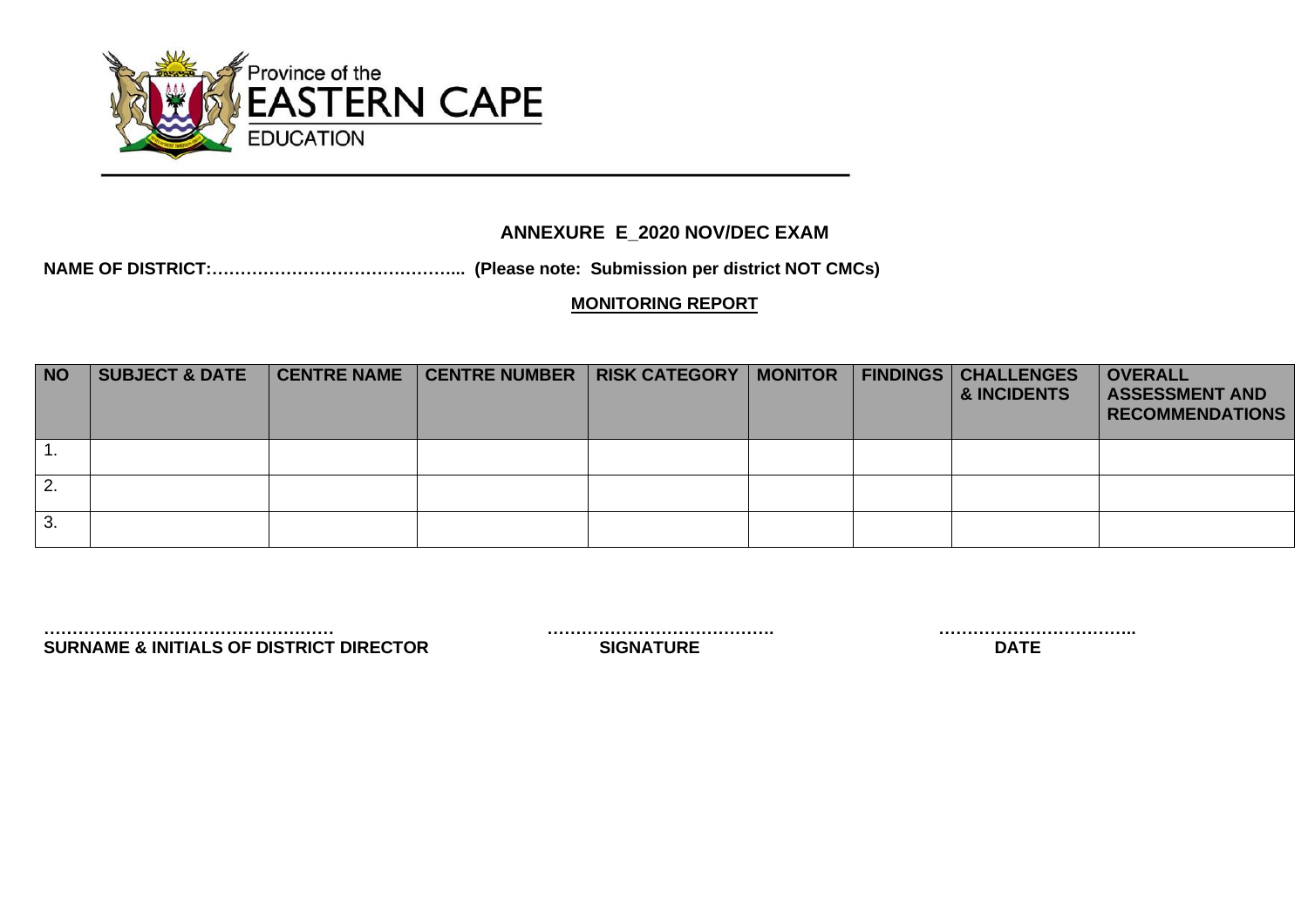Province of the
EASTERN CAPE
EDUCATION

**ANNEXURE E_2020 NOV/DEC EXAM**

**NAME OF DISTRICT:……………………………………... (Please note: Submission per district NOT CMCs)**

**MONITORING REPORT**

| NO | SUBJECT & DATE | CENTRE NAME | CENTRE NUMBER | RISK CATEGORY | MONITOR | FINDINGS | CHALLENGES & INCIDENTS | OVERALL ASSESSMENT AND RECOMMENDATIONS |
|---|---|---|---|---|---|---|---|---|
| 1. | | | | | | | | |
| 2. | | | | | | | | |
| 3. | | | | | | | | |

……………………………………………
**SURNAME & INITIALS OF DISTRICT DIRECTOR**

………………………………….
**SIGNATURE**

……………………………..
**DATE**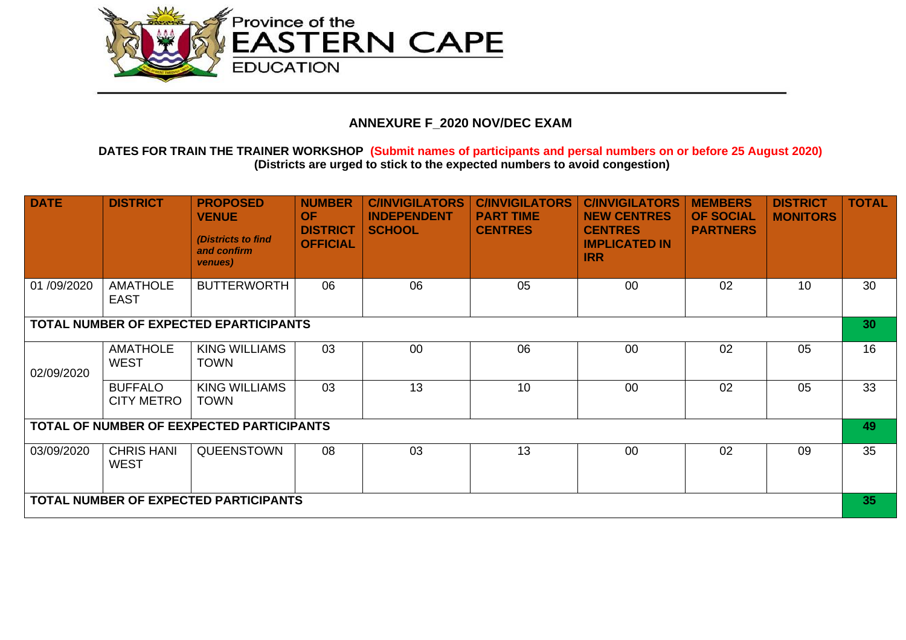Province of the
EASTERN CAPE
EDUCATION

## ANNEXURE F_2020 NOV/DEC EXAM

**DATES FOR TRAIN THE TRAINER WORKSHOP (Submit names of participants and persal numbers on or before 25 August 2020)**
**(Districts are urged to stick to the expected numbers to avoid congestion)**

| DATE | DISTRICT | PROPOSED VENUE *(Districts to find and confirm venues)* | NUMBER OF DISTRICT OFFICIAL | C/INVIGILATORS INDEPENDENT SCHOOL | C/INVIGILATORS PART TIME CENTRES | C/INVIGILATORS NEW CENTRES CENTRES IMPLICATED IN IRR | MEMBERS OF SOCIAL PARTNERS | DISTRICT MONITORS | TOTAL |
|---|---|---|---|---|---|---|---|---|---|
| 01 /09/2020 | AMATHOLE EAST | BUTTERWORTH | 06 | 06 | 05 | 00 | 02 | 10 | 30 |
| **TOTAL NUMBER OF EXPECTED EPARTICIPANTS** | | | | | | | | | **30** |
| 02/09/2020 | AMATHOLE WEST | KING WILLIAMS TOWN | 03 | 00 | 06 | 00 | 02 | 05 | 16 |
| | BUFFALO CITY METRO | KING WILLIAMS TOWN | 03 | 13 | 10 | 00 | 02 | 05 | 33 |
| **TOTAL OF NUMBER OF EEXPECTED PARTICIPANTS** | | | | | | | | | **49** |
| 03/09/2020 | CHRIS HANI WEST | QUEENSTOWN | 08 | 03 | 13 | 00 | 02 | 09 | 35 |
| **TOTAL NUMBER OF EXPECTED PARTICIPANTS** | | | | | | | | | **35** |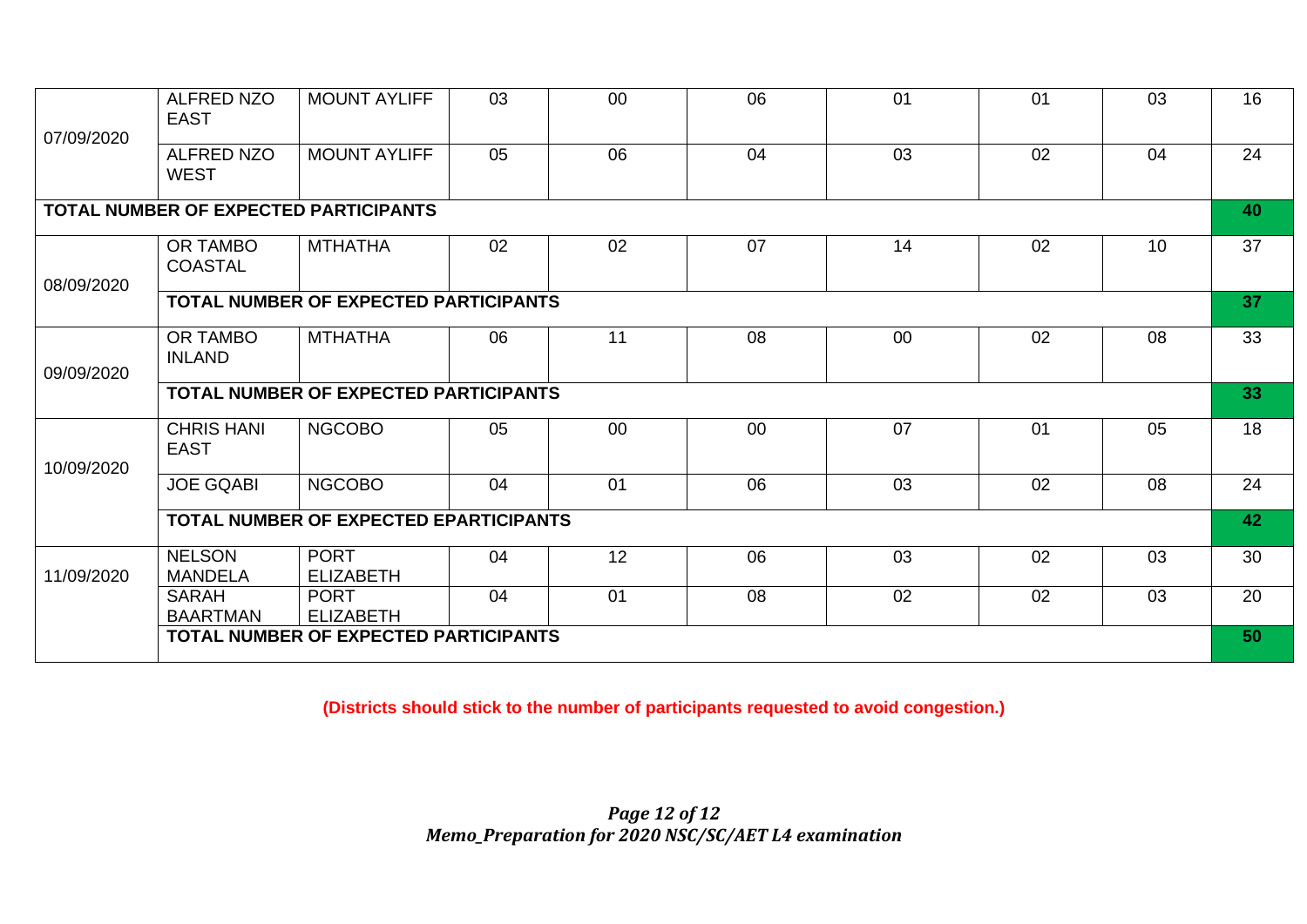| | | | | | | | | | |
|---|---|---|---|---|---|---|---|---|---|
| 07/09/2020 | ALFRED NZO EAST | MOUNT AYLIFF | 03 | 00 | 06 | 01 | 01 | 03 | 16 |
| | ALFRED NZO WEST | MOUNT AYLIFF | 05 | 06 | 04 | 03 | 02 | 04 | 24 |
| **TOTAL NUMBER OF EXPECTED PARTICIPANTS** | | | | | | | | | **40** |
| 08/09/2020 | OR TAMBO COASTAL | MTHATHA | 02 | 02 | 07 | 14 | 02 | 10 | 37 |
| | **TOTAL NUMBER OF EXPECTED PARTICIPANTS** | | | | | | | | **37** |
| 09/09/2020 | OR TAMBO INLAND | MTHATHA | 06 | 11 | 08 | 00 | 02 | 08 | 33 |
| | **TOTAL NUMBER OF EXPECTED PARTICIPANTS** | | | | | | | | **33** |
| 10/09/2020 | CHRIS HANI EAST | NGCOBO | 05 | 00 | 00 | 07 | 01 | 05 | 18 |
| | JOE GQABI | NGCOBO | 04 | 01 | 06 | 03 | 02 | 08 | 24 |
| | **TOTAL NUMBER OF EXPECTED EPARTICIPANTS** | | | | | | | | **42** |
| 11/09/2020 | NELSON MANDELA | PORT ELIZABETH | 04 | 12 | 06 | 03 | 02 | 03 | 30 |
| | SARAH BAARTMAN | PORT ELIZABETH | 04 | 01 | 08 | 02 | 02 | 03 | 20 |
| | **TOTAL NUMBER OF EXPECTED PARTICIPANTS** | | | | | | | | **50** |

**(Districts should stick to the number of participants requested to avoid congestion.)**

***Memo_Preparation for 2020 NSC/SC/AET L4 examination***